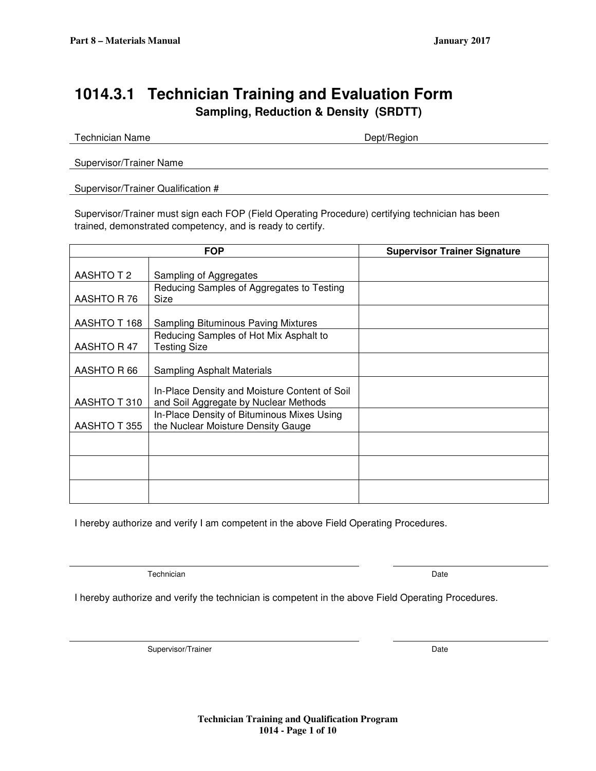# 1014.3.1 Technician Training and Evaluation Form

### Sampling, Reduction & Density (SRDTT)

Technician Name Dept/Region

Supervisor/Trainer Name

Supervisor/Trainer Qualification #

Supervisor/Trainer must sign each FOP (Field Operating Procedure) certifying technician has been trained, demonstrated competency, and is ready to certify.

| FOP | | Supervisor Trainer Signature |
|---|---|---|
| AASHTO T 2 | Sampling of Aggregates | |
| AASHTO R 76 | Reducing Samples of Aggregates to Testing Size | |
| AASHTO T 168 | Sampling Bituminous Paving Mixtures | |
| AASHTO R 47 | Reducing Samples of Hot Mix Asphalt to Testing Size | |
| AASHTO R 66 | Sampling Asphalt Materials | |
| AASHTO T 310 | In-Place Density and Moisture Content of Soil and Soil Aggregate by Nuclear Methods | |
| AASHTO T 355 | In-Place Density of Bituminous Mixes Using the Nuclear Moisture Density Gauge | |
| | | |
| | | |
| | | |

I hereby authorize and verify I am competent in the above Field Operating Procedures.

Technician Date

I hereby authorize and verify the technician is competent in the above Field Operating Procedures.

Supervisor/Trainer Date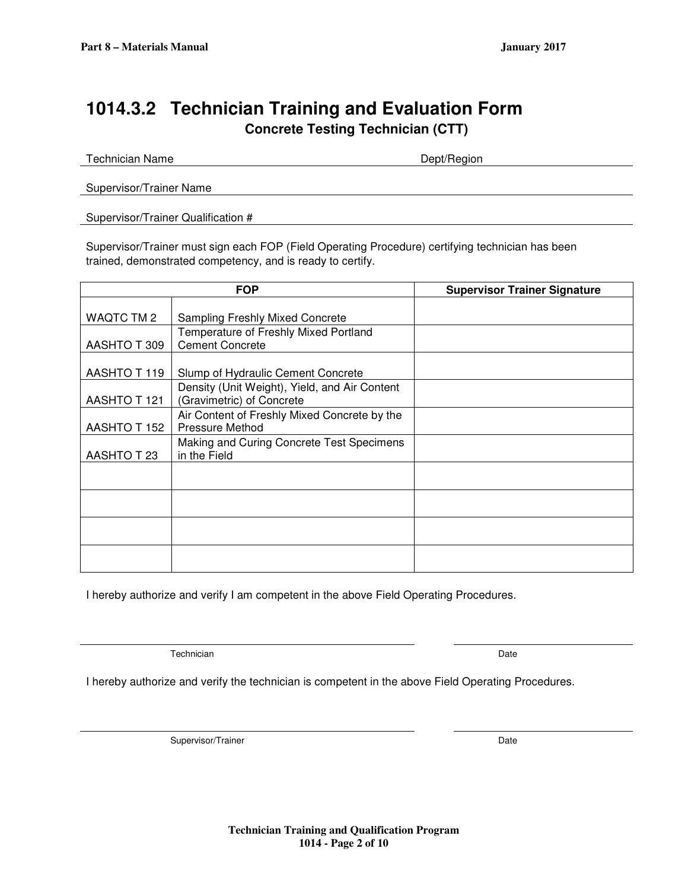# 1014.3.2 Technician Training and Evaluation Form

**Concrete Testing Technician (CTT)**

Technician Name Dept/Region

Supervisor/Trainer Name

Supervisor/Trainer Qualification #

Supervisor/Trainer must sign each FOP (Field Operating Procedure) certifying technician has been trained, demonstrated competency, and is ready to certify.

| FOP | | Supervisor Trainer Signature |
|---|---|---|
| WAQTC TM 2 | Sampling Freshly Mixed Concrete | |
| AASHTO T 309 | Temperature of Freshly Mixed Portland Cement Concrete | |
| AASHTO T 119 | Slump of Hydraulic Cement Concrete | |
| AASHTO T 121 | Density (Unit Weight), Yield, and Air Content (Gravimetric) of Concrete | |
| AASHTO T 152 | Air Content of Freshly Mixed Concrete by the Pressure Method | |
| AASHTO T 23 | Making and Curing Concrete Test Specimens in the Field | |
| | | |
| | | |
| | | |
| | | |

I hereby authorize and verify I am competent in the above Field Operating Procedures.

Technician Date

I hereby authorize and verify the technician is competent in the above Field Operating Procedures.

Supervisor/Trainer Date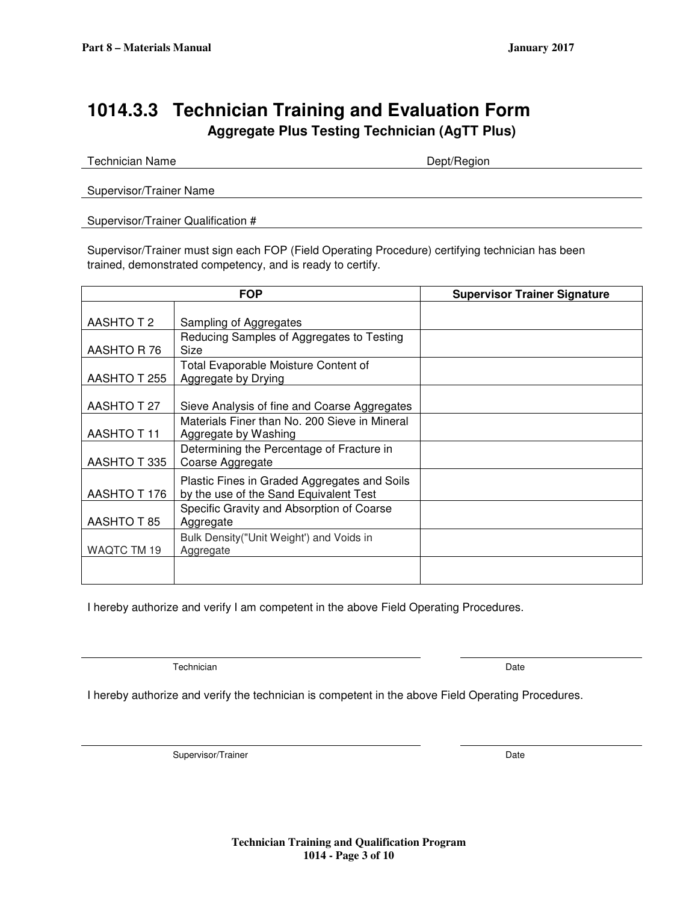# 1014.3.3 Technician Training and Evaluation Form

## Aggregate Plus Testing Technician (AgTT Plus)

Technician Name Dept/Region

Supervisor/Trainer Name

Supervisor/Trainer Qualification #

Supervisor/Trainer must sign each FOP (Field Operating Procedure) certifying technician has been trained, demonstrated competency, and is ready to certify.

| FOP | | Supervisor Trainer Signature |
|---|---|---|
| AASHTO T 2 | Sampling of Aggregates | |
| AASHTO R 76 | Reducing Samples of Aggregates to Testing Size | |
| AASHTO T 255 | Total Evaporable Moisture Content of Aggregate by Drying | |
| AASHTO T 27 | Sieve Analysis of fine and Coarse Aggregates | |
| AASHTO T 11 | Materials Finer than No. 200 Sieve in Mineral Aggregate by Washing | |
| AASHTO T 335 | Determining the Percentage of Fracture in Coarse Aggregate | |
| AASHTO T 176 | Plastic Fines in Graded Aggregates and Soils by the use of the Sand Equivalent Test | |
| AASHTO T 85 | Specific Gravity and Absorption of Coarse Aggregate | |
| WAQTC TM 19 | Bulk Density("Unit Weight') and Voids in Aggregate | |
| | | |

I hereby authorize and verify I am competent in the above Field Operating Procedures.

Technician Date

I hereby authorize and verify the technician is competent in the above Field Operating Procedures.

Supervisor/Trainer Date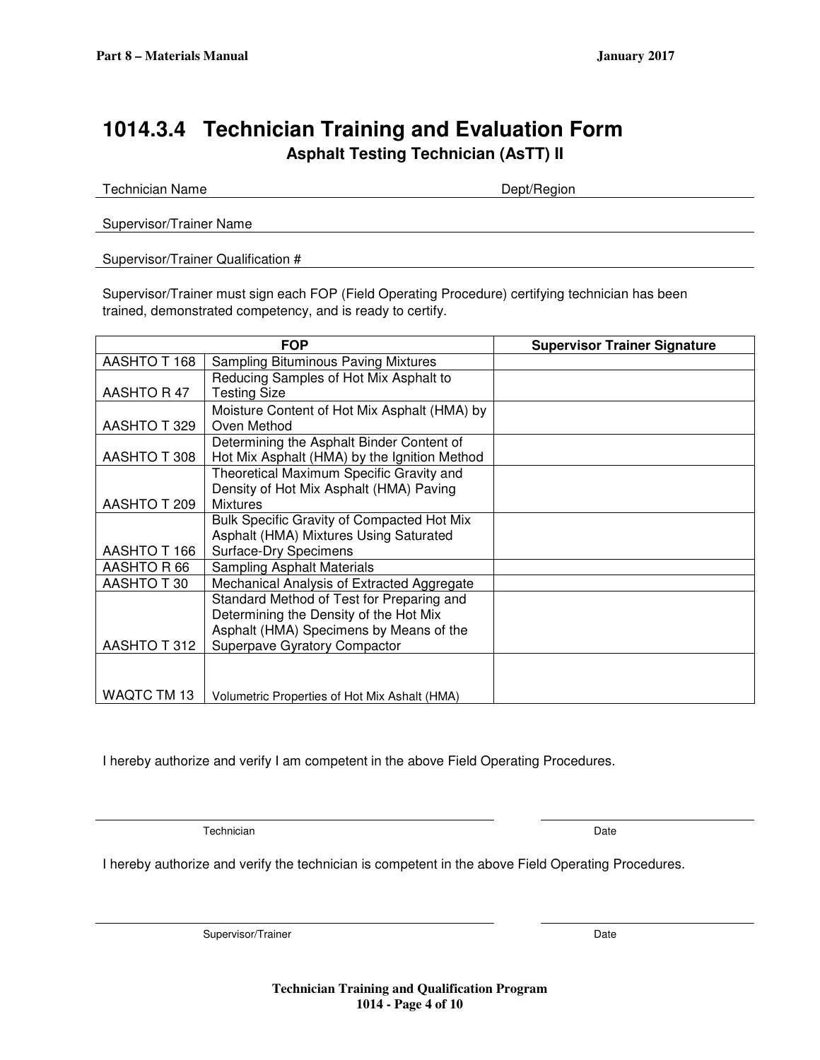# 1014.3.4 Technician Training and Evaluation Form

## Asphalt Testing Technician (AsTT) II

Technician Name ______________________ Dept/Region ______________________

Supervisor/Trainer Name ______________________

Supervisor/Trainer Qualification # ______________________

Supervisor/Trainer must sign each FOP (Field Operating Procedure) certifying technician has been trained, demonstrated competency, and is ready to certify.

| FOP | | Supervisor Trainer Signature |
|---|---|---|
| AASHTO T 168 | Sampling Bituminous Paving Mixtures | |
| AASHTO R 47 | Reducing Samples of Hot Mix Asphalt to Testing Size | |
| AASHTO T 329 | Moisture Content of Hot Mix Asphalt (HMA) by Oven Method | |
| AASHTO T 308 | Determining the Asphalt Binder Content of Hot Mix Asphalt (HMA) by the Ignition Method | |
| AASHTO T 209 | Theoretical Maximum Specific Gravity and Density of Hot Mix Asphalt (HMA) Paving Mixtures | |
| AASHTO T 166 | Bulk Specific Gravity of Compacted Hot Mix Asphalt (HMA) Mixtures Using Saturated Surface-Dry Specimens | |
| AASHTO R 66 | Sampling Asphalt Materials | |
| AASHTO T 30 | Mechanical Analysis of Extracted Aggregate | |
| AASHTO T 312 | Standard Method of Test for Preparing and Determining the Density of the Hot Mix Asphalt (HMA) Specimens by Means of the Superpave Gyratory Compactor | |
| WAQTC TM 13 | Volumetric Properties of Hot Mix Ashalt (HMA) | |

I hereby authorize and verify I am competent in the above Field Operating Procedures.

______________________ Technician ______________________ Date

I hereby authorize and verify the technician is competent in the above Field Operating Procedures.

______________________ Supervisor/Trainer ______________________ Date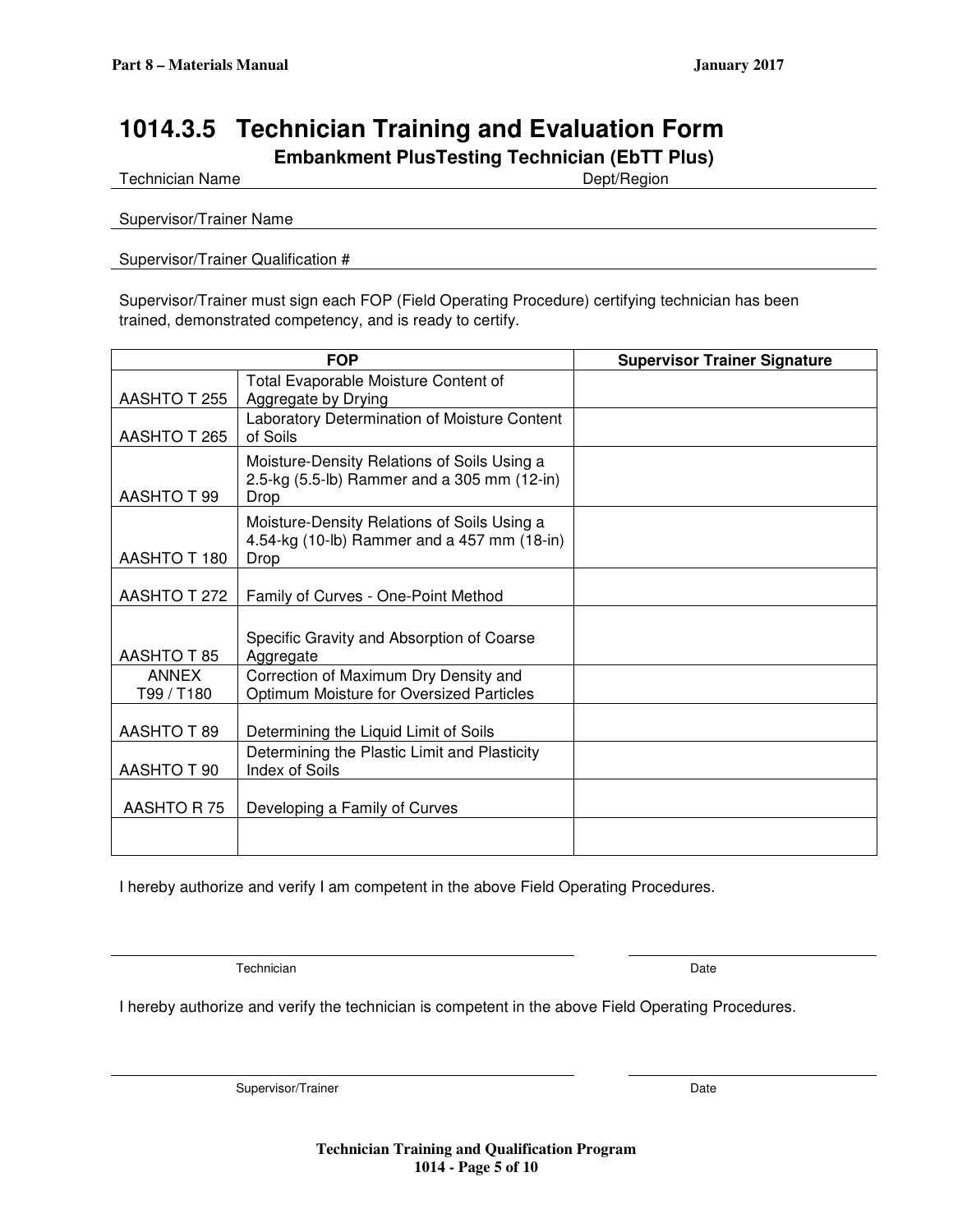# 1014.3.5 Technician Training and Evaluation Form

### Embankment PlusTesting Technician (EbTT Plus)

Technician Name Dept/Region

Supervisor/Trainer Name

Supervisor/Trainer Qualification #

Supervisor/Trainer must sign each FOP (Field Operating Procedure) certifying technician has been trained, demonstrated competency, and is ready to certify.

| FOP | | Supervisor Trainer Signature |
|---|---|---|
| AASHTO T 255 | Total Evaporable Moisture Content of Aggregate by Drying | |
| AASHTO T 265 | Laboratory Determination of Moisture Content of Soils | |
| AASHTO T 99 | Moisture-Density Relations of Soils Using a 2.5-kg (5.5-lb) Rammer and a 305 mm (12-in) Drop | |
| AASHTO T 180 | Moisture-Density Relations of Soils Using a 4.54-kg (10-lb) Rammer and a 457 mm (18-in) Drop | |
| AASHTO T 272 | Family of Curves - One-Point Method | |
| AASHTO T 85 | Specific Gravity and Absorption of Coarse Aggregate | |
| ANNEX T99 / T180 | Correction of Maximum Dry Density and Optimum Moisture for Oversized Particles | |
| AASHTO T 89 | Determining the Liquid Limit of Soils | |
| AASHTO T 90 | Determining the Plastic Limit and Plasticity Index of Soils | |
| AASHTO R 75 | Developing a Family of Curves | |
| | | |

I hereby authorize and verify I am competent in the above Field Operating Procedures.

Technician Date

I hereby authorize and verify the technician is competent in the above Field Operating Procedures.

Supervisor/Trainer Date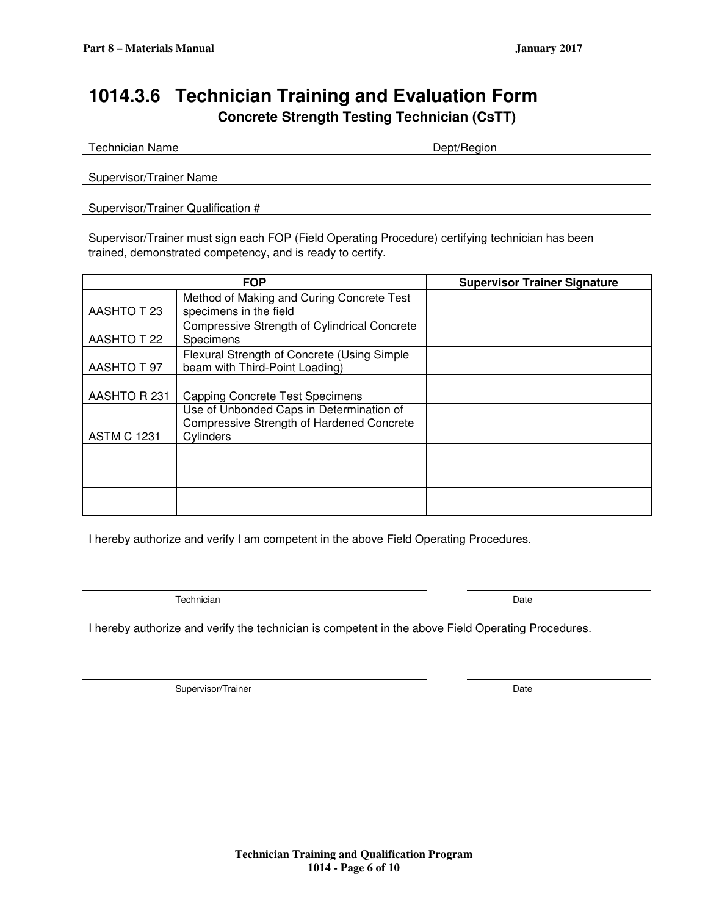# 1014.3.6 Technician Training and Evaluation Form

## Concrete Strength Testing Technician (CsTT)

Technician Name ______________________________ Dept/Region ______________________________

Supervisor/Trainer Name ______________________________

Supervisor/Trainer Qualification # ______________________________

Supervisor/Trainer must sign each FOP (Field Operating Procedure) certifying technician has been trained, demonstrated competency, and is ready to certify.

| FOP | | Supervisor Trainer Signature |
|---|---|---|
| AASHTO T 23 | Method of Making and Curing Concrete Test specimens in the field | |
| AASHTO T 22 | Compressive Strength of Cylindrical Concrete Specimens | |
| AASHTO T 97 | Flexural Strength of Concrete (Using Simple beam with Third-Point Loading) | |
| AASHTO R 231 | Capping Concrete Test Specimens | |
| ASTM C 1231 | Use of Unbonded Caps in Determination of Compressive Strength of Hardened Concrete Cylinders | |
| | | |
| | | |

I hereby authorize and verify I am competent in the above Field Operating Procedures.

______________________________ Technician ______________________________ Date

I hereby authorize and verify the technician is competent in the above Field Operating Procedures.

______________________________ Supervisor/Trainer ______________________________ Date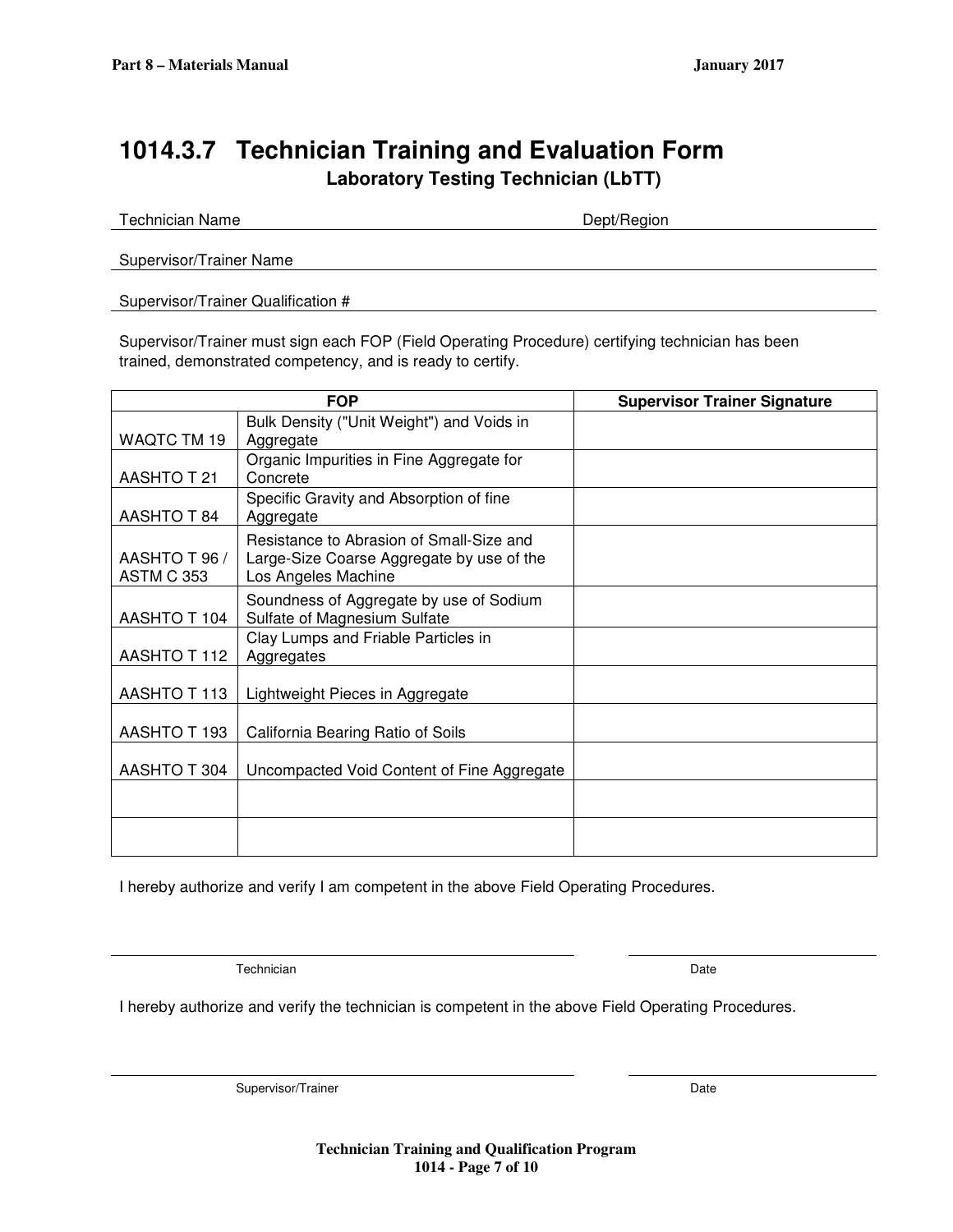# 1014.3.7 Technician Training and Evaluation Form

## Laboratory Testing Technician (LbTT)

Technician Name ______________________________ Dept/Region ______________________________

Supervisor/Trainer Name ______________________________

Supervisor/Trainer Qualification # ______________________________

Supervisor/Trainer must sign each FOP (Field Operating Procedure) certifying technician has been trained, demonstrated competency, and is ready to certify.

| FOP | | Supervisor Trainer Signature |
|---|---|---|
| WAQTC TM 19 | Bulk Density ("Unit Weight") and Voids in Aggregate | |
| AASHTO T 21 | Organic Impurities in Fine Aggregate for Concrete | |
| AASHTO T 84 | Specific Gravity and Absorption of fine Aggregate | |
| AASHTO T 96 / ASTM C 353 | Resistance to Abrasion of Small-Size and Large-Size Coarse Aggregate by use of the Los Angeles Machine | |
| AASHTO T 104 | Soundness of Aggregate by use of Sodium Sulfate of Magnesium Sulfate | |
| AASHTO T 112 | Clay Lumps and Friable Particles in Aggregates | |
| AASHTO T 113 | Lightweight Pieces in Aggregate | |
| AASHTO T 193 | California Bearing Ratio of Soils | |
| AASHTO T 304 | Uncompacted Void Content of Fine Aggregate | |
| | | |
| | | |

I hereby authorize and verify I am competent in the above Field Operating Procedures.

______________________________ ______________________________
Technician Date

I hereby authorize and verify the technician is competent in the above Field Operating Procedures.

______________________________ ______________________________
Supervisor/Trainer Date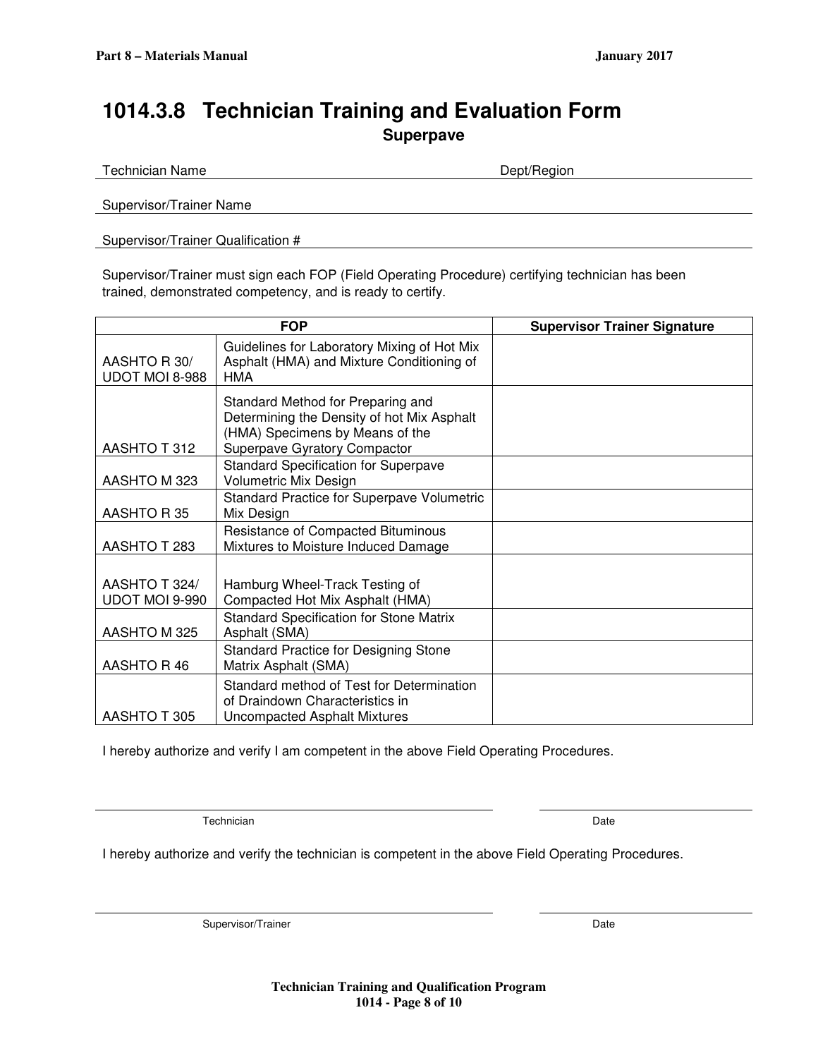# 1014.3.8 Technician Training and Evaluation Form

**Superpave**

Technician Name ______________________ Dept/Region ______________________

Supervisor/Trainer Name ______________________

Supervisor/Trainer Qualification # ______________________

Supervisor/Trainer must sign each FOP (Field Operating Procedure) certifying technician has been trained, demonstrated competency, and is ready to certify.

| FOP | | Supervisor Trainer Signature |
|---|---|---|
| AASHTO R 30/ UDOT MOI 8-988 | Guidelines for Laboratory Mixing of Hot Mix Asphalt (HMA) and Mixture Conditioning of HMA | |
| AASHTO T 312 | Standard Method for Preparing and Determining the Density of hot Mix Asphalt (HMA) Specimens by Means of the Superpave Gyratory Compactor | |
| AASHTO M 323 | Standard Specification for Superpave Volumetric Mix Design | |
| AASHTO R 35 | Standard Practice for Superpave Volumetric Mix Design | |
| AASHTO T 283 | Resistance of Compacted Bituminous Mixtures to Moisture Induced Damage | |
| AASHTO T 324/ UDOT MOI 9-990 | Hamburg Wheel-Track Testing of Compacted Hot Mix Asphalt (HMA) | |
| AASHTO M 325 | Standard Specification for Stone Matrix Asphalt (SMA) | |
| AASHTO R 46 | Standard Practice for Designing Stone Matrix Asphalt (SMA) | |
| AASHTO T 305 | Standard method of Test for Determination of Draindown Characteristics in Uncompacted Asphalt Mixtures | |

I hereby authorize and verify I am competent in the above Field Operating Procedures.

______________________ ______________________
Technician Date

I hereby authorize and verify the technician is competent in the above Field Operating Procedures.

______________________ ______________________
Supervisor/Trainer Date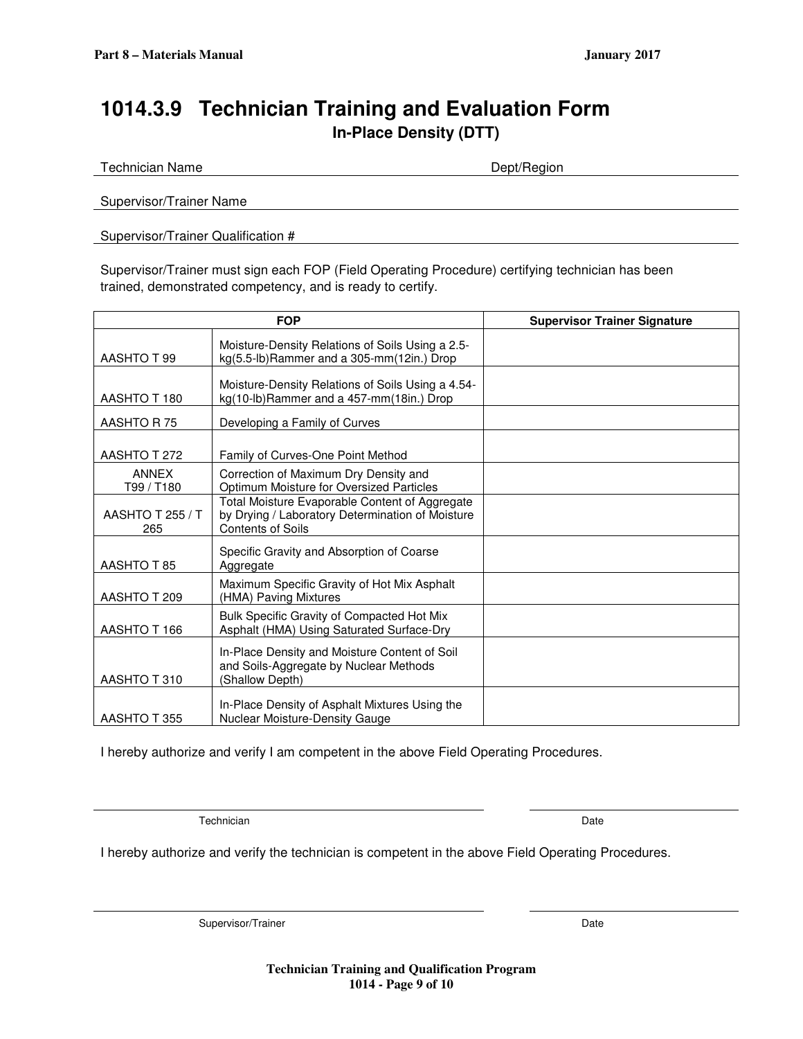# 1014.3.9 Technician Training and Evaluation Form

## In-Place Density (DTT)

Technician Name Dept/Region

Supervisor/Trainer Name

Supervisor/Trainer Qualification #

Supervisor/Trainer must sign each FOP (Field Operating Procedure) certifying technician has been trained, demonstrated competency, and is ready to certify.

| FOP | | Supervisor Trainer Signature |
|---|---|---|
| AASHTO T 99 | Moisture-Density Relations of Soils Using a 2.5-kg(5.5-lb)Rammer and a 305-mm(12in.) Drop | |
| AASHTO T 180 | Moisture-Density Relations of Soils Using a 4.54-kg(10-lb)Rammer and a 457-mm(18in.) Drop | |
| AASHTO R 75 | Developing a Family of Curves | |
| AASHTO T 272 | Family of Curves-One Point Method | |
| ANNEX T99 / T180 | Correction of Maximum Dry Density and Optimum Moisture for Oversized Particles | |
| AASHTO T 255 / T 265 | Total Moisture Evaporable Content of Aggregate by Drying / Laboratory Determination of Moisture Contents of Soils | |
| AASHTO T 85 | Specific Gravity and Absorption of Coarse Aggregate | |
| AASHTO T 209 | Maximum Specific Gravity of Hot Mix Asphalt (HMA) Paving Mixtures | |
| AASHTO T 166 | Bulk Specific Gravity of Compacted Hot Mix Asphalt (HMA) Using Saturated Surface-Dry | |
| AASHTO T 310 | In-Place Density and Moisture Content of Soil and Soils-Aggregate by Nuclear Methods (Shallow Depth) | |
| AASHTO T 355 | In-Place Density of Asphalt Mixtures Using the Nuclear Moisture-Density Gauge | |

I hereby authorize and verify I am competent in the above Field Operating Procedures.

Technician Date

I hereby authorize and verify the technician is competent in the above Field Operating Procedures.

Supervisor/Trainer Date